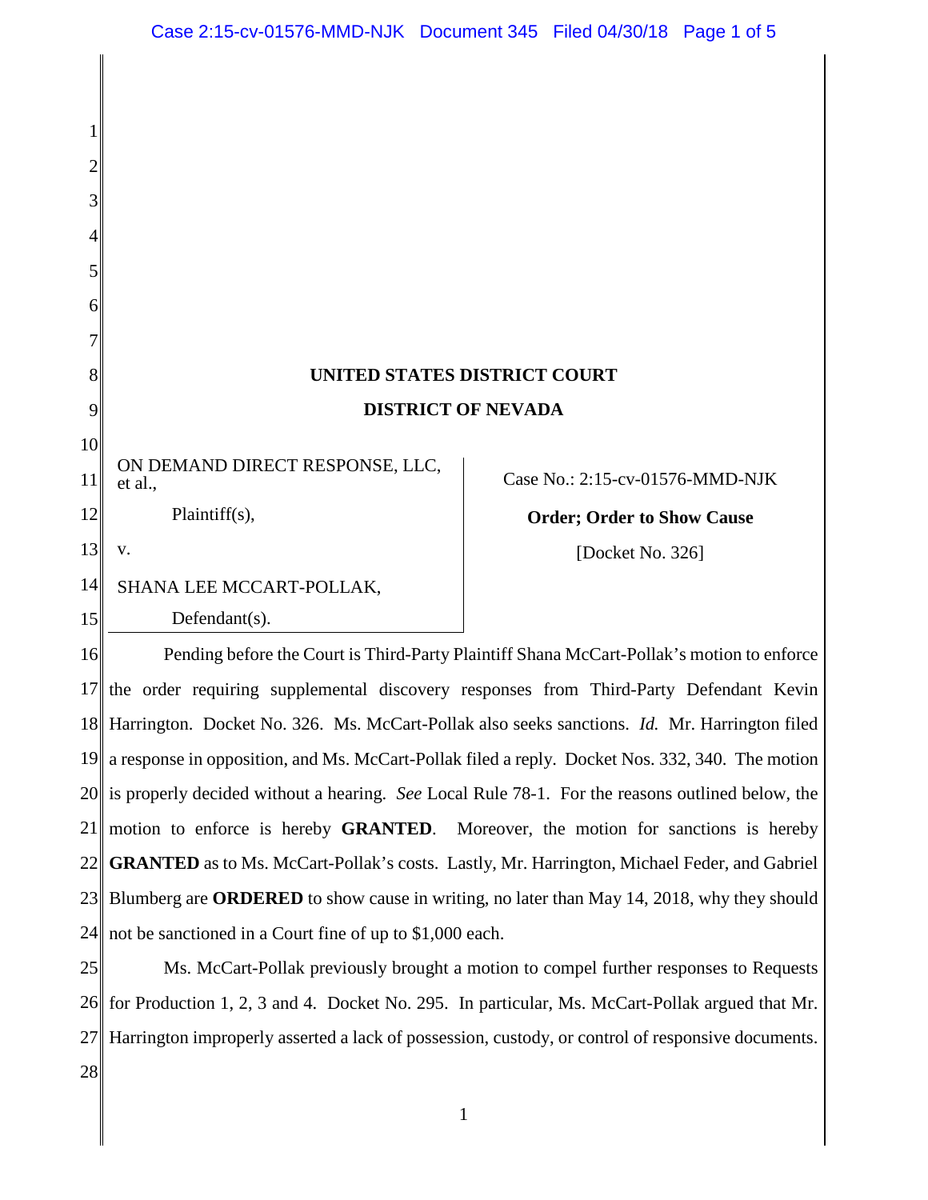**UNITED STATES DISTRICT COURT**

**DISTRICT OF NEVADA**

ON DEMAND DIRECT RESPONSE, LLC, et al.,

Plaintiff(s),

v.

SHANA LEE MCCART-POLLAK,

Defendant(s).

Case No.: 2:15-cv-01576-MMD-NJK

**Order; Order to Show Cause**

[Docket No. 326]

Pending before the Court is Third-Party Plaintiff Shana McCart-Pollak's motion to enforce the order requiring supplemental discovery responses from Third-Party Defendant Kevin Harrington. Docket No. 326. Ms. McCart-Pollak also seeks sanctions. *Id.* Mr. Harrington filed a response in opposition, and Ms. McCart-Pollak filed a reply. Docket Nos. 332, 340. The motion is properly decided without a hearing. *See* Local Rule 78-1. For the reasons outlined below, the motion to enforce is hereby **GRANTED**. Moreover, the motion for sanctions is hereby **GRANTED** as to Ms. McCart-Pollak's costs. Lastly, Mr. Harrington, Michael Feder, and Gabriel Blumberg are **ORDERED** to show cause in writing, no later than May 14, 2018, why they should not be sanctioned in a Court fine of up to $1,000 each.

Ms. McCart-Pollak previously brought a motion to compel further responses to Requests for Production 1, 2, 3 and 4. Docket No. 295. In particular, Ms. McCart-Pollak argued that Mr. Harrington improperly asserted a lack of possession, custody, or control of responsive documents.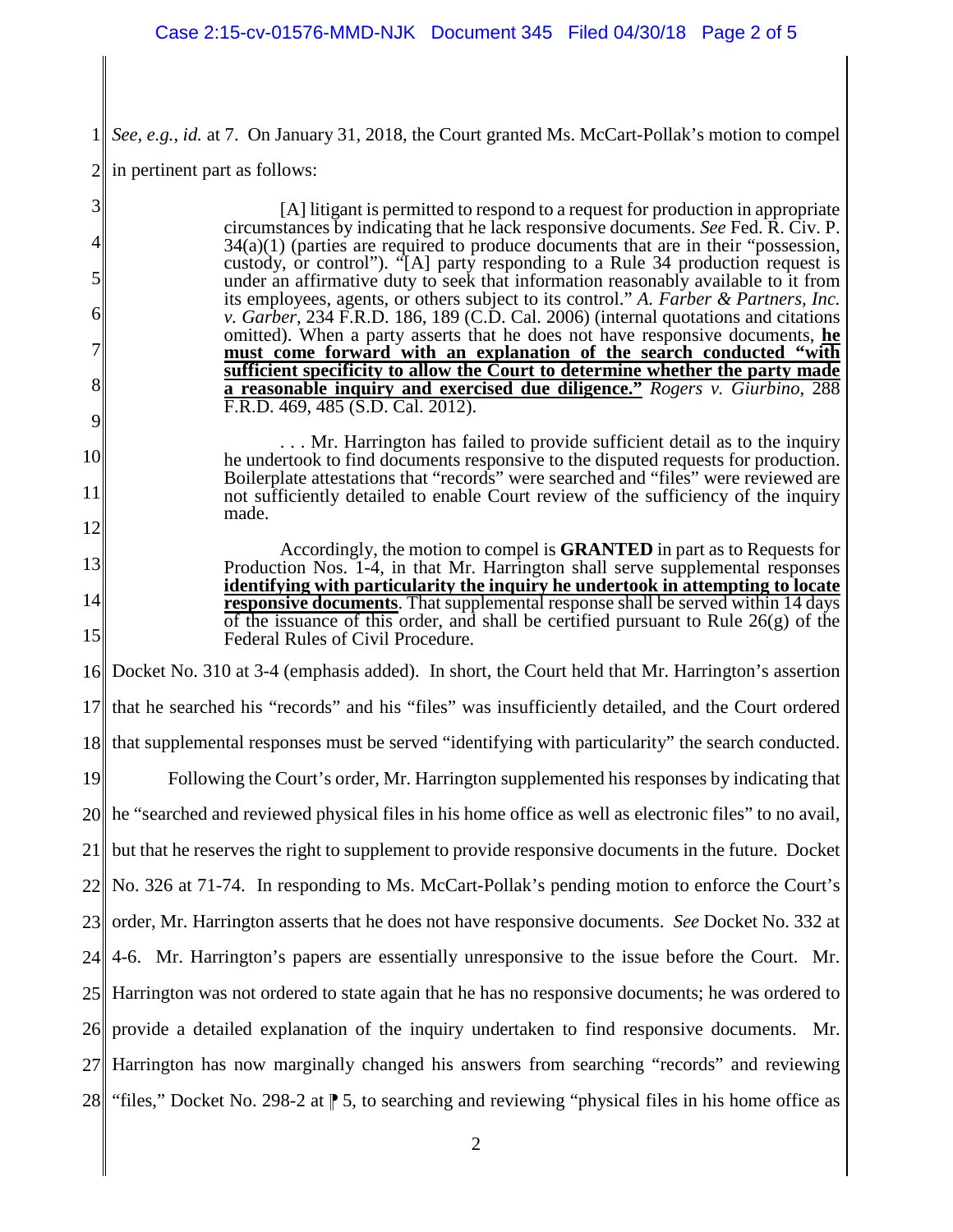*See, e.g.*, *id.* at 7. On January 31, 2018, the Court granted Ms. McCart-Pollak's motion to compel in pertinent part as follows:

> [A] litigant is permitted to respond to a request for production in appropriate circumstances by indicating that he lack responsive documents. *See* Fed. R. Civ. P. 34(a)(1) (parties are required to produce documents that are in their "possession, custody, or control"). "[A] party responding to a Rule 34 production request is under an affirmative duty to seek that information reasonably available to it from its employees, agents, or others subject to its control." *A. Farber & Partners, Inc. v. Garber*, 234 F.R.D. 186, 189 (C.D. Cal. 2006) (internal quotations and citations omitted). When a party asserts that he does not have responsive documents, **<u>he must come forward with an explanation of the search conducted "with sufficient specificity to allow the Court to determine whether the party made a reasonable inquiry and exercised due diligence."</u>** *Rogers v. Giurbino*, 288 F.R.D. 469, 485 (S.D. Cal. 2012).
>
> . . . Mr. Harrington has failed to provide sufficient detail as to the inquiry he undertook to find documents responsive to the disputed requests for production. Boilerplate attestations that "records" were searched and "files" were reviewed are not sufficiently detailed to enable Court review of the sufficiency of the inquiry made.
>
> Accordingly, the motion to compel is **GRANTED** in part as to Requests for Production Nos. 1-4, in that Mr. Harrington shall serve supplemental responses **<u>identifying with particularity the inquiry he undertook in attempting to locate responsive documents</u>**. That supplemental response shall be served within 14 days of the issuance of this order, and shall be certified pursuant to Rule 26(g) of the Federal Rules of Civil Procedure.

Docket No. 310 at 3-4 (emphasis added). In short, the Court held that Mr. Harrington's assertion that he searched his "records" and his "files" was insufficiently detailed, and the Court ordered that supplemental responses must be served "identifying with particularity" the search conducted.

Following the Court's order, Mr. Harrington supplemented his responses by indicating that he "searched and reviewed physical files in his home office as well as electronic files" to no avail, but that he reserves the right to supplement to provide responsive documents in the future. Docket No. 326 at 71-74. In responding to Ms. McCart-Pollak's pending motion to enforce the Court's order, Mr. Harrington asserts that he does not have responsive documents. *See* Docket No. 332 at 4-6. Mr. Harrington's papers are essentially unresponsive to the issue before the Court. Mr. Harrington was not ordered to state again that he has no responsive documents; he was ordered to provide a detailed explanation of the inquiry undertaken to find responsive documents. Mr. Harrington has now marginally changed his answers from searching "records" and reviewing "files," Docket No. 298-2 at ¶ 5, to searching and reviewing "physical files in his home office as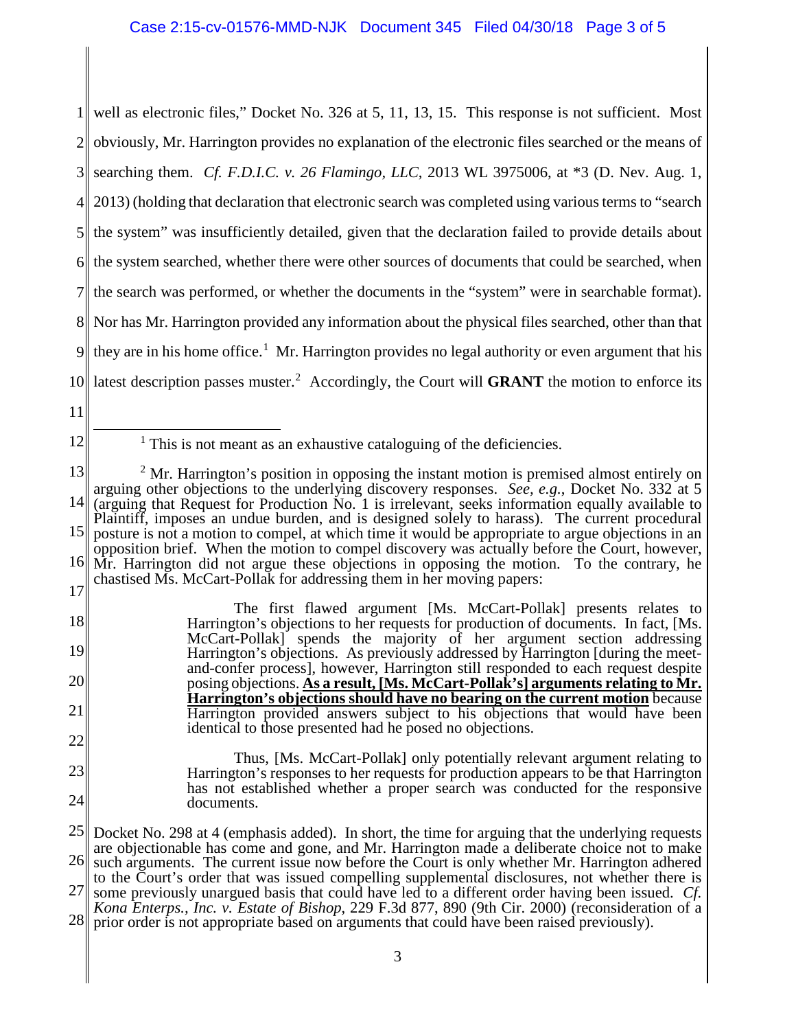well as electronic files," Docket No. 326 at 5, 11, 13, 15. This response is not sufficient. Most obviously, Mr. Harrington provides no explanation of the electronic files searched or the means of searching them. *Cf. F.D.I.C. v. 26 Flamingo, LLC*, 2013 WL 3975006, at *3 (D. Nev. Aug. 1, 2013) (holding that declaration that electronic search was completed using various terms to "search the system" was insufficiently detailed, given that the declaration failed to provide details about the system searched, whether there were other sources of documents that could be searched, when the search was performed, or whether the documents in the "system" were in searchable format). Nor has Mr. Harrington provided any information about the physical files searched, other than that they are in his home office.[1] Mr. Harrington provides no legal authority or even argument that his latest description passes muster.[2] Accordingly, the Court will **GRANT** the motion to enforce its

---

[1] This is not meant as an exhaustive cataloguing of the deficiencies.

[2] Mr. Harrington's position in opposing the instant motion is premised almost entirely on arguing other objections to the underlying discovery responses. *See, e.g.*, Docket No. 332 at 5 (arguing that Request for Production No. 1 is irrelevant, seeks information equally available to Plaintiff, imposes an undue burden, and is designed solely to harass). The current procedural posture is not a motion to compel, at which time it would be appropriate to argue objections in an opposition brief. When the motion to compel discovery was actually before the Court, however, Mr. Harrington did not argue these objections in opposing the motion. To the contrary, he chastised Ms. McCart-Pollak for addressing them in her moving papers:

> The first flawed argument [Ms. McCart-Pollak] presents relates to Harrington's objections to her requests for production of documents. In fact, [Ms. McCart-Pollak] spends the majority of her argument section addressing Harrington's objections. As previously addressed by Harrington [during the meet-and-confer process], however, Harrington still responded to each request despite posing objections. **<u>As a result, [Ms. McCart-Pollak's] arguments relating to Mr. Harrington's objections should have no bearing on the current motion</u>** because Harrington provided answers subject to his objections that would have been identical to those presented had he posed no objections.
>
> Thus, [Ms. McCart-Pollak] only potentially relevant argument relating to Harrington's responses to her requests for production appears to be that Harrington has not established whether a proper search was conducted for the responsive documents.

Docket No. 298 at 4 (emphasis added). In short, the time for arguing that the underlying requests are objectionable has come and gone, and Mr. Harrington made a deliberate choice not to make such arguments. The current issue now before the Court is only whether Mr. Harrington adhered to the Court's order that was issued compelling supplemental disclosures, not whether there is some previously unargued basis that could have led to a different order having been issued. *Cf. Kona Enterps., Inc. v. Estate of Bishop*, 229 F.3d 877, 890 (9th Cir. 2000) (reconsideration of a prior order is not appropriate based on arguments that could have been raised previously).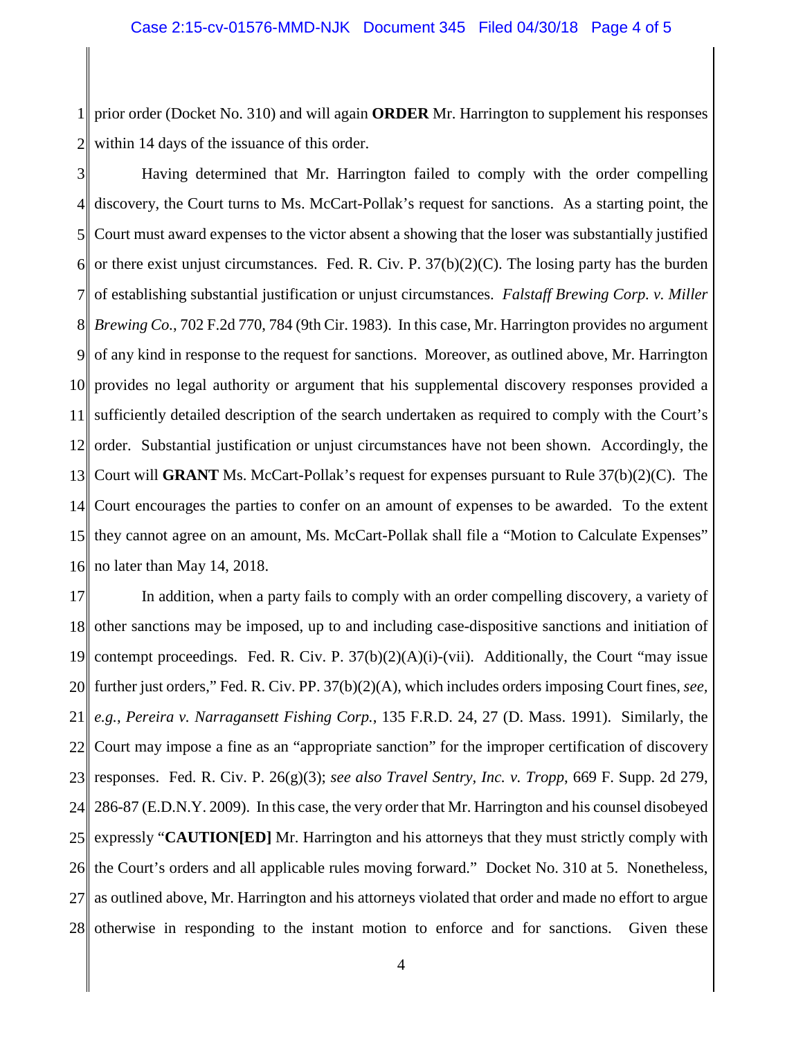prior order (Docket No. 310) and will again **ORDER** Mr. Harrington to supplement his responses within 14 days of the issuance of this order.

Having determined that Mr. Harrington failed to comply with the order compelling discovery, the Court turns to Ms. McCart-Pollak's request for sanctions. As a starting point, the Court must award expenses to the victor absent a showing that the loser was substantially justified or there exist unjust circumstances. Fed. R. Civ. P. 37(b)(2)(C). The losing party has the burden of establishing substantial justification or unjust circumstances. *Falstaff Brewing Corp. v. Miller Brewing Co.*, 702 F.2d 770, 784 (9th Cir. 1983). In this case, Mr. Harrington provides no argument of any kind in response to the request for sanctions. Moreover, as outlined above, Mr. Harrington provides no legal authority or argument that his supplemental discovery responses provided a sufficiently detailed description of the search undertaken as required to comply with the Court's order. Substantial justification or unjust circumstances have not been shown. Accordingly, the Court will **GRANT** Ms. McCart-Pollak's request for expenses pursuant to Rule 37(b)(2)(C). The Court encourages the parties to confer on an amount of expenses to be awarded. To the extent they cannot agree on an amount, Ms. McCart-Pollak shall file a "Motion to Calculate Expenses" no later than May 14, 2018.

In addition, when a party fails to comply with an order compelling discovery, a variety of other sanctions may be imposed, up to and including case-dispositive sanctions and initiation of contempt proceedings. Fed. R. Civ. P. 37(b)(2)(A)(i)-(vii). Additionally, the Court "may issue further just orders," Fed. R. Civ. PP. 37(b)(2)(A), which includes orders imposing Court fines, *see, e.g.*, *Pereira v. Narragansett Fishing Corp.*, 135 F.R.D. 24, 27 (D. Mass. 1991). Similarly, the Court may impose a fine as an "appropriate sanction" for the improper certification of discovery responses. Fed. R. Civ. P. 26(g)(3); *see also Travel Sentry, Inc. v. Tropp*, 669 F. Supp. 2d 279, 286-87 (E.D.N.Y. 2009). In this case, the very order that Mr. Harrington and his counsel disobeyed expressly "**CAUTION[ED]** Mr. Harrington and his attorneys that they must strictly comply with the Court's orders and all applicable rules moving forward." Docket No. 310 at 5. Nonetheless, as outlined above, Mr. Harrington and his attorneys violated that order and made no effort to argue otherwise in responding to the instant motion to enforce and for sanctions. Given these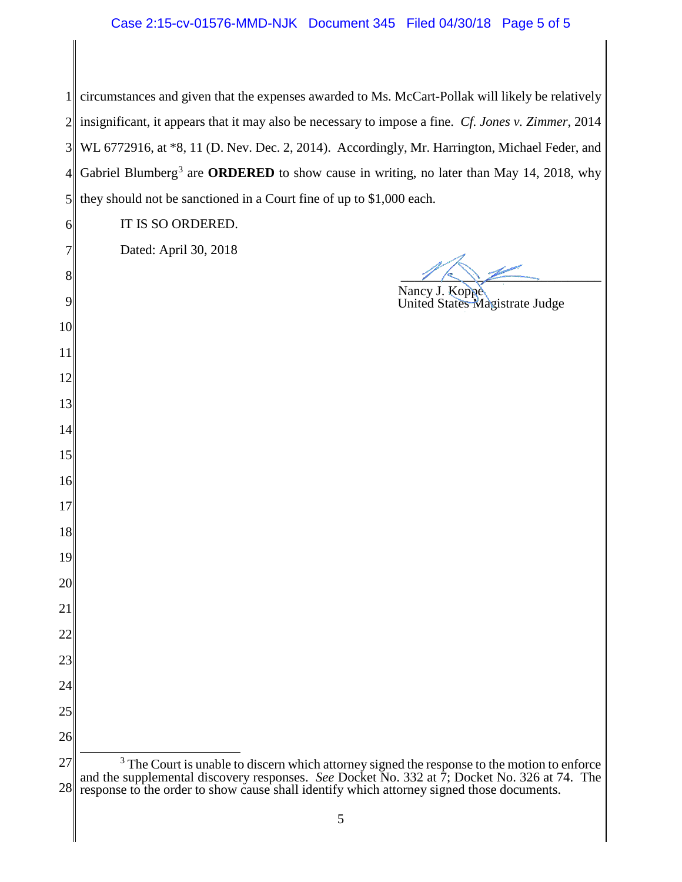circumstances and given that the expenses awarded to Ms. McCart-Pollak will likely be relatively insignificant, it appears that it may also be necessary to impose a fine. *Cf. Jones v. Zimmer*, 2014 WL 6772916, at *8, 11 (D. Nev. Dec. 2, 2014). Accordingly, Mr. Harrington, Michael Feder, and Gabriel Blumberg[3] are **ORDERED** to show cause in writing, no later than May 14, 2018, why they should not be sanctioned in a Court fine of up to $1,000 each.

IT IS SO ORDERED.

Dated: April 30, 2018

Nancy J. Koppe
United States Magistrate Judge

---

[3] The Court is unable to discern which attorney signed the response to the motion to enforce and the supplemental discovery responses. *See* Docket No. 332 at 7; Docket No. 326 at 74. The response to the order to show cause shall identify which attorney signed those documents.